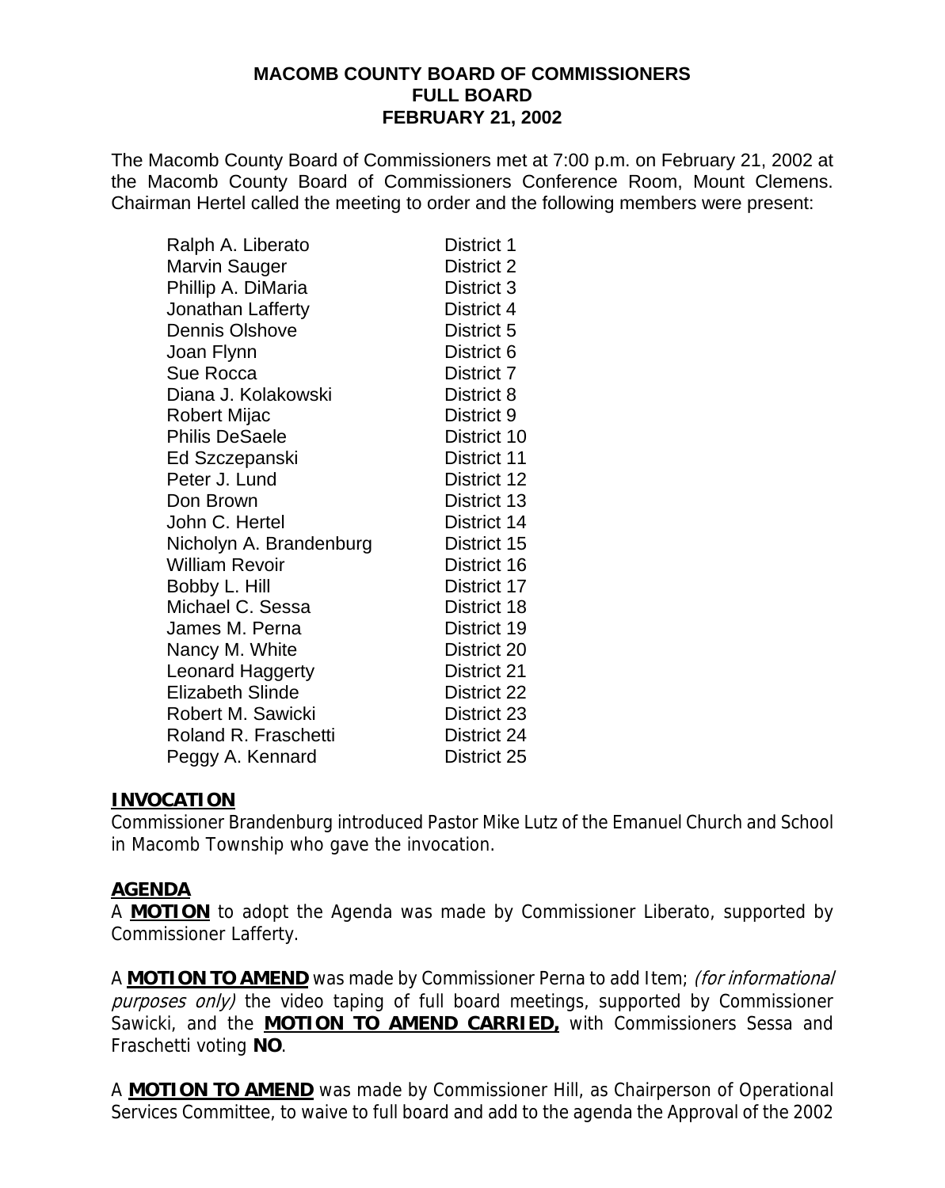**MACOMB COUNTY BOARD OF COMMISSIONERS**
**FULL BOARD**
**FEBRUARY 21, 2002**

The Macomb County Board of Commissioners met at 7:00 p.m. on February 21, 2002 at the Macomb County Board of Commissioners Conference Room, Mount Clemens. Chairman Hertel called the meeting to order and the following members were present:

| | |
|---|---|
| Ralph A. Liberato | District 1 |
| Marvin Sauger | District 2 |
| Phillip A. DiMaria | District 3 |
| Jonathan Lafferty | District 4 |
| Dennis Olshove | District 5 |
| Joan Flynn | District 6 |
| Sue Rocca | District 7 |
| Diana J. Kolakowski | District 8 |
| Robert Mijac | District 9 |
| Philis DeSaele | District 10 |
| Ed Szczepanski | District 11 |
| Peter J. Lund | District 12 |
| Don Brown | District 13 |
| John C. Hertel | District 14 |
| Nicholyn A. Brandenburg | District 15 |
| William Revoir | District 16 |
| Bobby L. Hill | District 17 |
| Michael C. Sessa | District 18 |
| James M. Perna | District 19 |
| Nancy M. White | District 20 |
| Leonard Haggerty | District 21 |
| Elizabeth Slinde | District 22 |
| Robert M. Sawicki | District 23 |
| Roland R. Fraschetti | District 24 |
| Peggy A. Kennard | District 25 |

**INVOCATION**

Commissioner Brandenburg introduced Pastor Mike Lutz of the Emanuel Church and School in Macomb Township who gave the invocation.

**AGENDA**

A **MOTION** to adopt the Agenda was made by Commissioner Liberato, supported by Commissioner Lafferty.

A **MOTION TO AMEND** was made by Commissioner Perna to add Item; *(for informational purposes only)* the video taping of full board meetings, supported by Commissioner Sawicki, and the **MOTION TO AMEND CARRIED,** with Commissioners Sessa and Fraschetti voting **NO**.

A **MOTION TO AMEND** was made by Commissioner Hill, as Chairperson of Operational Services Committee, to waive to full board and add to the agenda the Approval of the 2002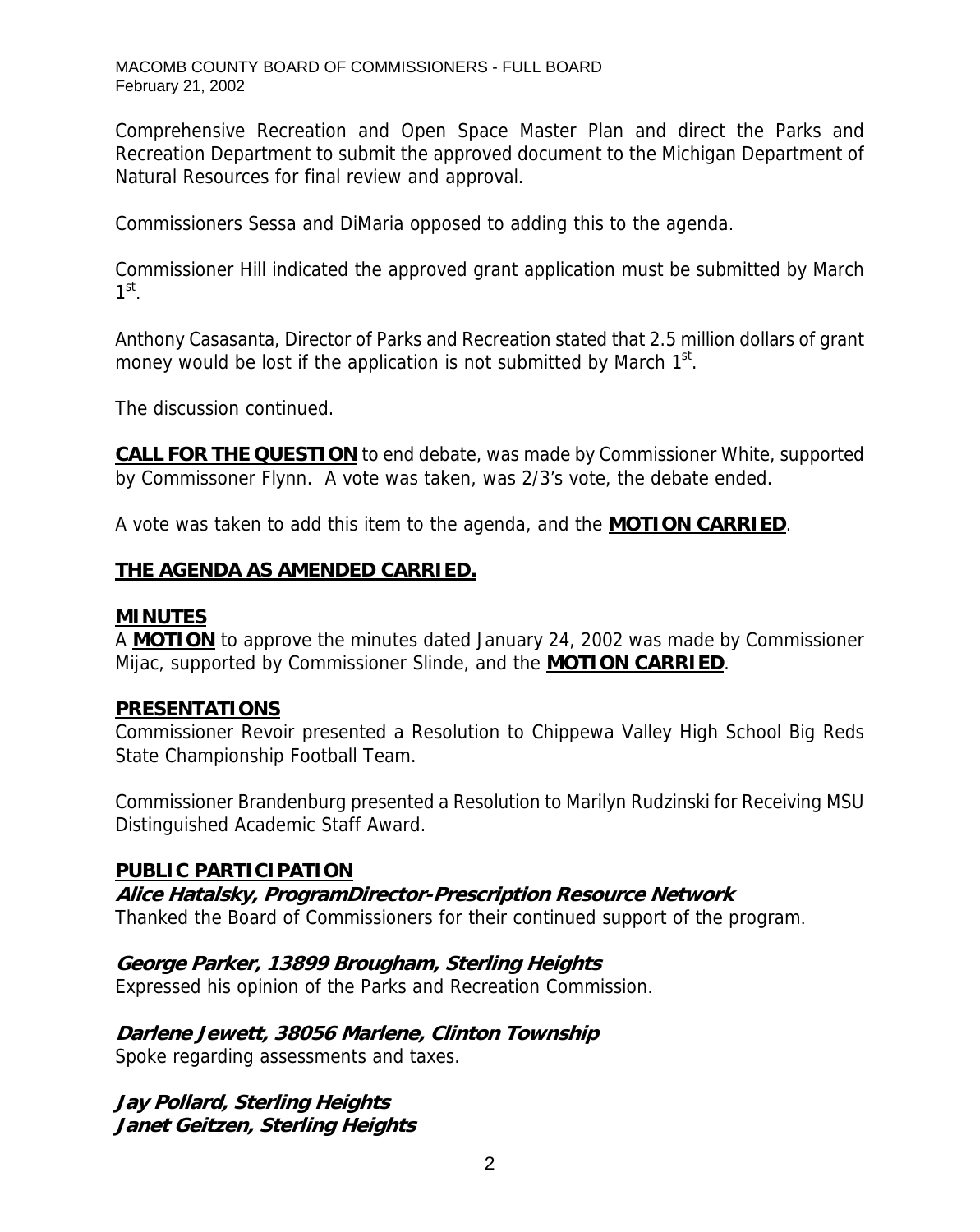Comprehensive Recreation and Open Space Master Plan and direct the Parks and Recreation Department to submit the approved document to the Michigan Department of Natural Resources for final review and approval.

Commissioners Sessa and DiMaria opposed to adding this to the agenda.

Commissioner Hill indicated the approved grant application must be submitted by March 1st.

Anthony Casasanta, Director of Parks and Recreation stated that 2.5 million dollars of grant money would be lost if the application is not submitted by March 1st.

The discussion continued.

**CALL FOR THE QUESTION** to end debate, was made by Commissioner White, supported by Commissoner Flynn. A vote was taken, was 2/3's vote, the debate ended.

A vote was taken to add this item to the agenda, and the **MOTION CARRIED**.

**THE AGENDA AS AMENDED CARRIED.**

## MINUTES

A **MOTION** to approve the minutes dated January 24, 2002 was made by Commissioner Mijac, supported by Commissioner Slinde, and the **MOTION CARRIED**.

## PRESENTATIONS

Commissioner Revoir presented a Resolution to Chippewa Valley High School Big Reds State Championship Football Team.

Commissioner Brandenburg presented a Resolution to Marilyn Rudzinski for Receiving MSU Distinguished Academic Staff Award.

## PUBLIC PARTICIPATION

***Alice Hatalsky, ProgramDirector-Prescription Resource Network***
Thanked the Board of Commissioners for their continued support of the program.

***George Parker, 13899 Brougham, Sterling Heights***
Expressed his opinion of the Parks and Recreation Commission.

***Darlene Jewett, 38056 Marlene, Clinton Township***
Spoke regarding assessments and taxes.

***Jay Pollard, Sterling Heights***
***Janet Geitzen, Sterling Heights***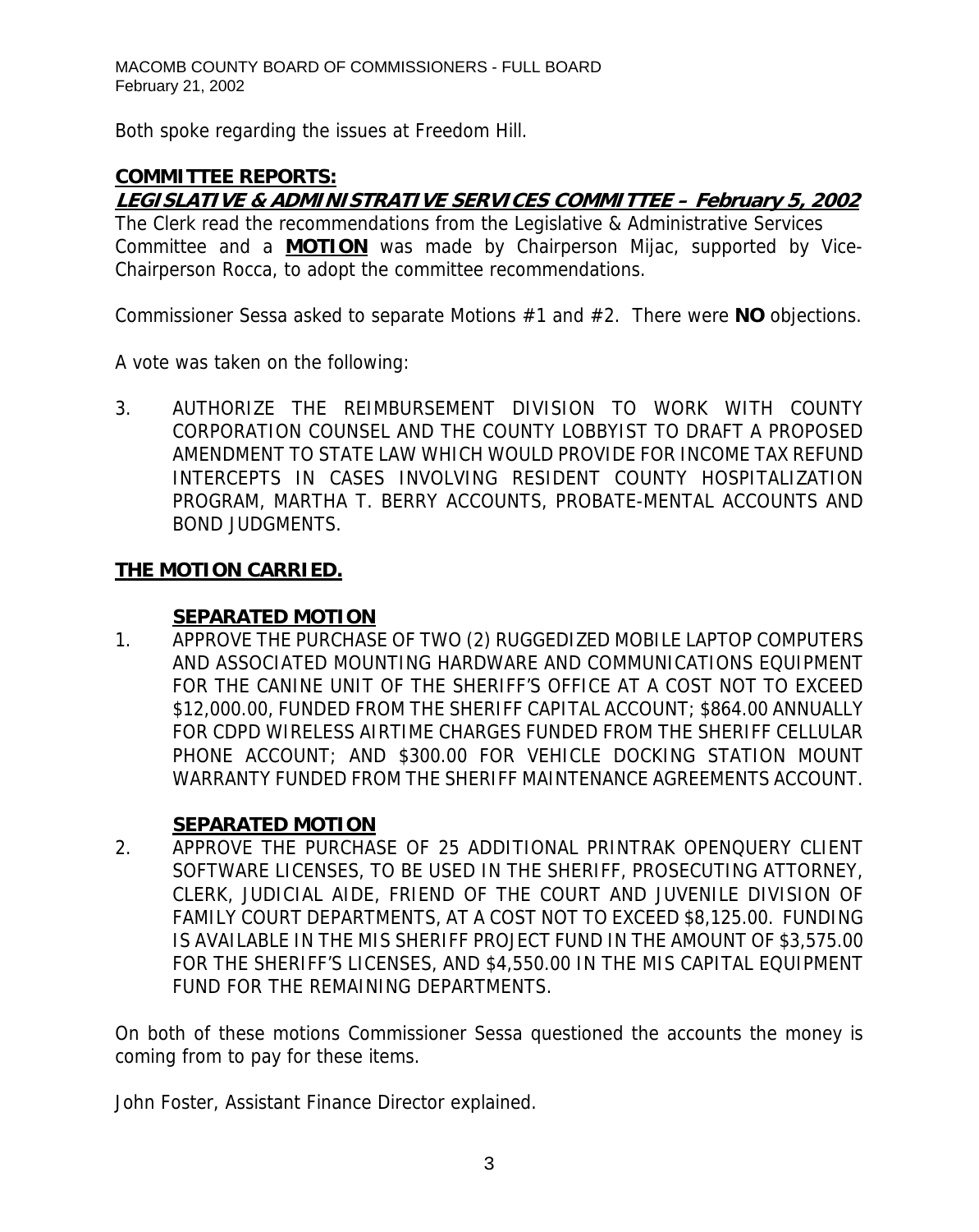Both spoke regarding the issues at Freedom Hill.

## COMMITTEE REPORTS:

### *LEGISLATIVE & ADMINISTRATIVE SERVICES COMMITTEE – February 5, 2002*

The Clerk read the recommendations from the Legislative & Administrative Services Committee and a **MOTION** was made by Chairperson Mijac, supported by Vice-Chairperson Rocca, to adopt the committee recommendations.

Commissioner Sessa asked to separate Motions #1 and #2. There were **NO** objections.

A vote was taken on the following:

3. AUTHORIZE THE REIMBURSEMENT DIVISION TO WORK WITH COUNTY CORPORATION COUNSEL AND THE COUNTY LOBBYIST TO DRAFT A PROPOSED AMENDMENT TO STATE LAW WHICH WOULD PROVIDE FOR INCOME TAX REFUND INTERCEPTS IN CASES INVOLVING RESIDENT COUNTY HOSPITALIZATION PROGRAM, MARTHA T. BERRY ACCOUNTS, PROBATE-MENTAL ACCOUNTS AND BOND JUDGMENTS.

**THE MOTION CARRIED.**

**SEPARATED MOTION**

1. APPROVE THE PURCHASE OF TWO (2) RUGGEDIZED MOBILE LAPTOP COMPUTERS AND ASSOCIATED MOUNTING HARDWARE AND COMMUNICATIONS EQUIPMENT FOR THE CANINE UNIT OF THE SHERIFF'S OFFICE AT A COST NOT TO EXCEED $12,000.00, FUNDED FROM THE SHERIFF CAPITAL ACCOUNT; $864.00 ANNUALLY FOR CDPD WIRELESS AIRTIME CHARGES FUNDED FROM THE SHERIFF CELLULAR PHONE ACCOUNT; AND $300.00 FOR VEHICLE DOCKING STATION MOUNT WARRANTY FUNDED FROM THE SHERIFF MAINTENANCE AGREEMENTS ACCOUNT.

**SEPARATED MOTION**

2. APPROVE THE PURCHASE OF 25 ADDITIONAL PRINTRAK OPENQUERY CLIENT SOFTWARE LICENSES, TO BE USED IN THE SHERIFF, PROSECUTING ATTORNEY, CLERK, JUDICIAL AIDE, FRIEND OF THE COURT AND JUVENILE DIVISION OF FAMILY COURT DEPARTMENTS, AT A COST NOT TO EXCEED $8,125.00. FUNDING IS AVAILABLE IN THE MIS SHERIFF PROJECT FUND IN THE AMOUNT OF $3,575.00 FOR THE SHERIFF'S LICENSES, AND $4,550.00 IN THE MIS CAPITAL EQUIPMENT FUND FOR THE REMAINING DEPARTMENTS.

On both of these motions Commissioner Sessa questioned the accounts the money is coming from to pay for these items.

John Foster, Assistant Finance Director explained.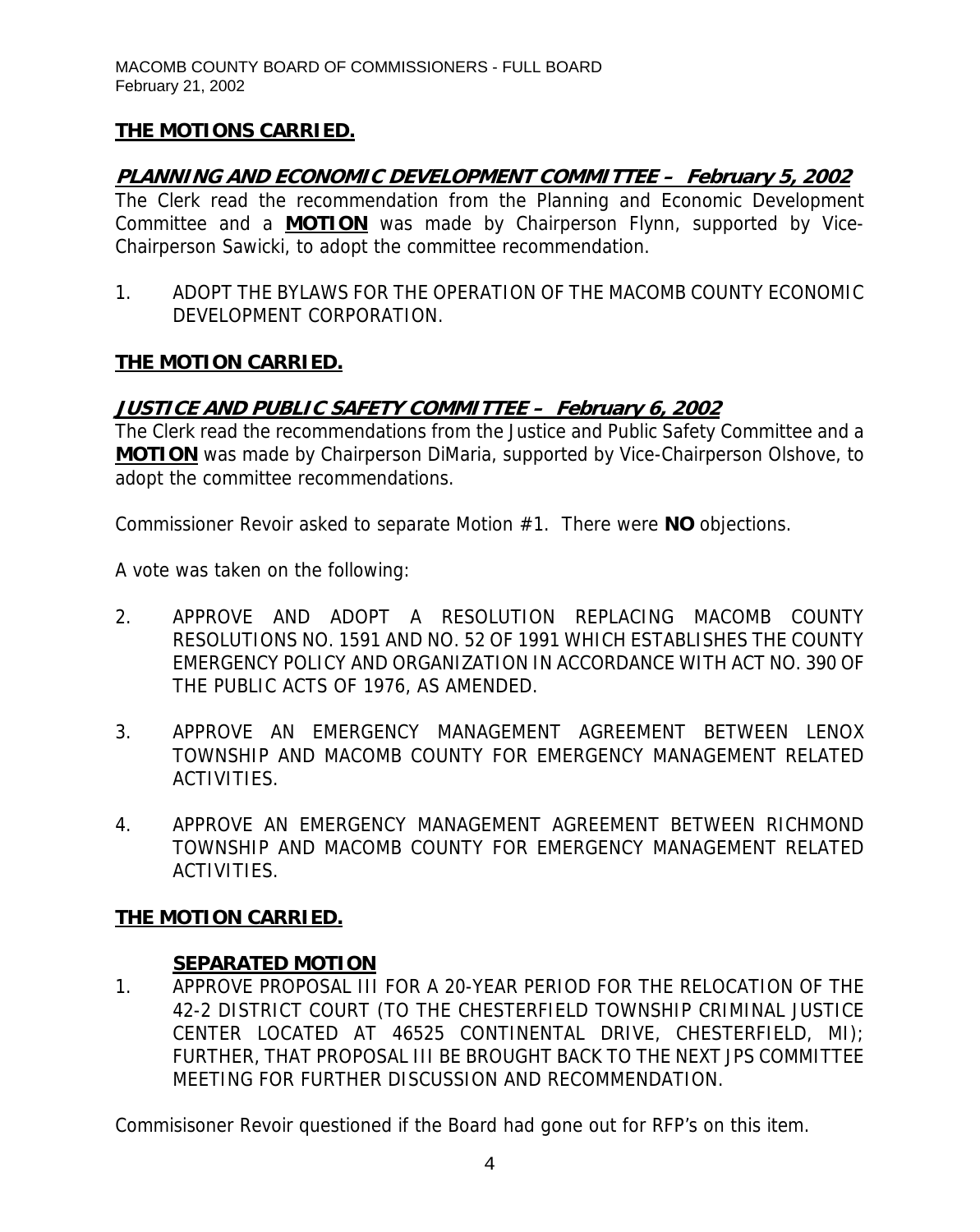**THE MOTIONS CARRIED.**

## **PLANNING AND ECONOMIC DEVELOPMENT COMMITTEE – February 5, 2002**

The Clerk read the recommendation from the Planning and Economic Development Committee and a **MOTION** was made by Chairperson Flynn, supported by Vice-Chairperson Sawicki, to adopt the committee recommendation.

1. ADOPT THE BYLAWS FOR THE OPERATION OF THE MACOMB COUNTY ECONOMIC DEVELOPMENT CORPORATION.

**THE MOTION CARRIED.**

## **JUSTICE AND PUBLIC SAFETY COMMITTEE – February 6, 2002**

The Clerk read the recommendations from the Justice and Public Safety Committee and a **MOTION** was made by Chairperson DiMaria, supported by Vice-Chairperson Olshove, to adopt the committee recommendations.

Commissioner Revoir asked to separate Motion #1. There were **NO** objections.

A vote was taken on the following:

2. APPROVE AND ADOPT A RESOLUTION REPLACING MACOMB COUNTY RESOLUTIONS NO. 1591 AND NO. 52 OF 1991 WHICH ESTABLISHES THE COUNTY EMERGENCY POLICY AND ORGANIZATION IN ACCORDANCE WITH ACT NO. 390 OF THE PUBLIC ACTS OF 1976, AS AMENDED.

3. APPROVE AN EMERGENCY MANAGEMENT AGREEMENT BETWEEN LENOX TOWNSHIP AND MACOMB COUNTY FOR EMERGENCY MANAGEMENT RELATED ACTIVITIES.

4. APPROVE AN EMERGENCY MANAGEMENT AGREEMENT BETWEEN RICHMOND TOWNSHIP AND MACOMB COUNTY FOR EMERGENCY MANAGEMENT RELATED ACTIVITIES.

**THE MOTION CARRIED.**

**SEPARATED MOTION**

1. APPROVE PROPOSAL III FOR A 20-YEAR PERIOD FOR THE RELOCATION OF THE 42-2 DISTRICT COURT (TO THE CHESTERFIELD TOWNSHIP CRIMINAL JUSTICE CENTER LOCATED AT 46525 CONTINENTAL DRIVE, CHESTERFIELD, MI); FURTHER, THAT PROPOSAL III BE BROUGHT BACK TO THE NEXT JPS COMMITTEE MEETING FOR FURTHER DISCUSSION AND RECOMMENDATION.

Commisisoner Revoir questioned if the Board had gone out for RFP's on this item.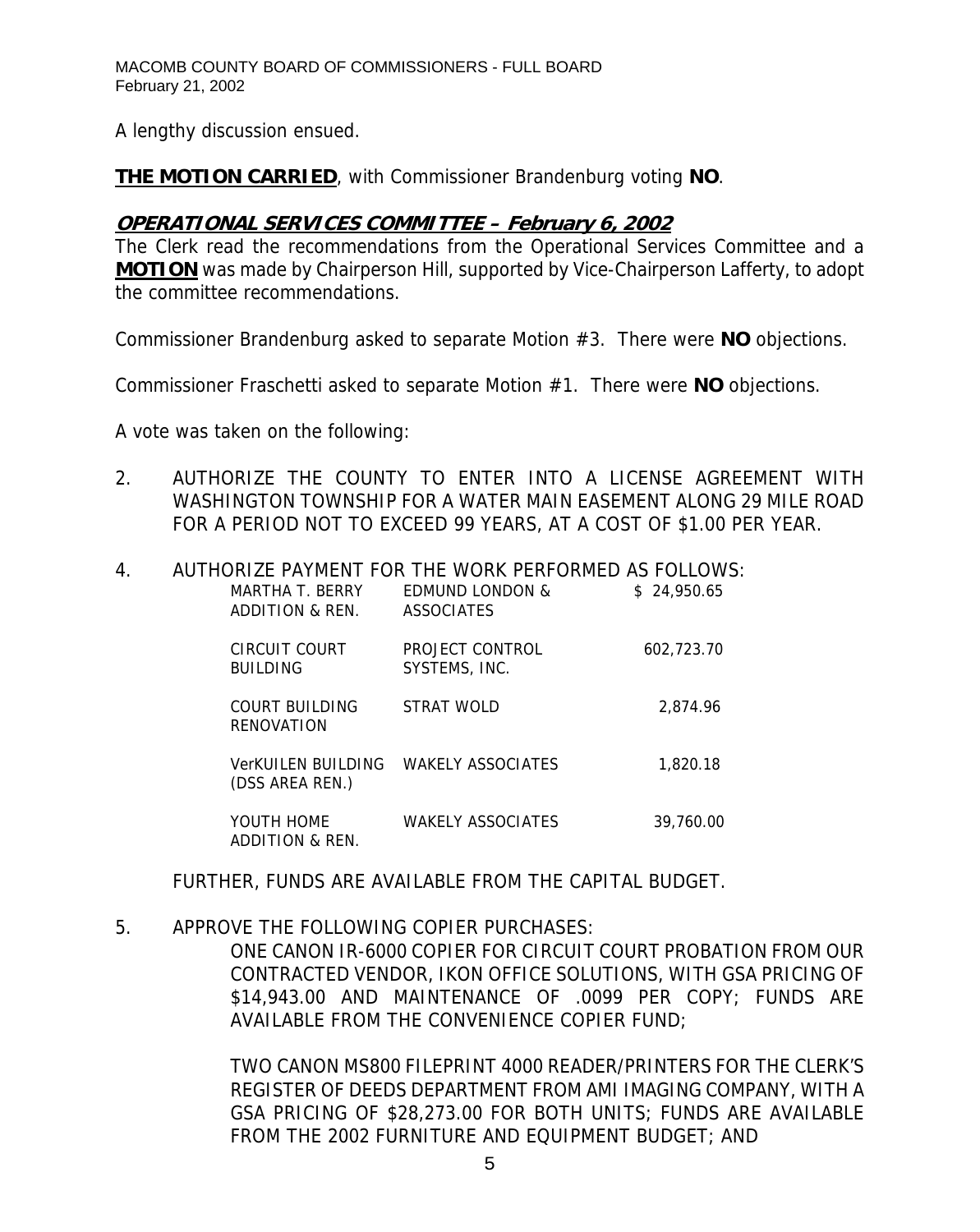A lengthy discussion ensued.

**THE MOTION CARRIED**, with Commissioner Brandenburg voting **NO**.

## ***OPERATIONAL SERVICES COMMITTEE – February 6, 2002***

The Clerk read the recommendations from the Operational Services Committee and a **MOTION** was made by Chairperson Hill, supported by Vice-Chairperson Lafferty, to adopt the committee recommendations.

Commissioner Brandenburg asked to separate Motion #3. There were **NO** objections.

Commissioner Fraschetti asked to separate Motion #1. There were **NO** objections.

A vote was taken on the following:

2. AUTHORIZE THE COUNTY TO ENTER INTO A LICENSE AGREEMENT WITH WASHINGTON TOWNSHIP FOR A WATER MAIN EASEMENT ALONG 29 MILE ROAD FOR A PERIOD NOT TO EXCEED 99 YEARS, AT A COST OF $1.00 PER YEAR.

4. AUTHORIZE PAYMENT FOR THE WORK PERFORMED AS FOLLOWS:

| | | |
|---|---|---|
| MARTHA T. BERRY ADDITION & REN. | EDMUND LONDON & ASSOCIATES | $ 24,950.65 |
| CIRCUIT COURT BUILDING | PROJECT CONTROL SYSTEMS, INC. | 602,723.70 |
| COURT BUILDING RENOVATION | STRAT WOLD | 2,874.96 |
| VerKUILEN BUILDING (DSS AREA REN.) | WAKELY ASSOCIATES | 1,820.18 |
| YOUTH HOME ADDITION & REN. | WAKELY ASSOCIATES | 39,760.00 |

FURTHER, FUNDS ARE AVAILABLE FROM THE CAPITAL BUDGET.

5. APPROVE THE FOLLOWING COPIER PURCHASES:

   ONE CANON IR-6000 COPIER FOR CIRCUIT COURT PROBATION FROM OUR CONTRACTED VENDOR, IKON OFFICE SOLUTIONS, WITH GSA PRICING OF $14,943.00 AND MAINTENANCE OF .0099 PER COPY; FUNDS ARE AVAILABLE FROM THE CONVENIENCE COPIER FUND;

   TWO CANON MS800 FILEPRINT 4000 READER/PRINTERS FOR THE CLERK'S REGISTER OF DEEDS DEPARTMENT FROM AMI IMAGING COMPANY, WITH A GSA PRICING OF $28,273.00 FOR BOTH UNITS; FUNDS ARE AVAILABLE FROM THE 2002 FURNITURE AND EQUIPMENT BUDGET; AND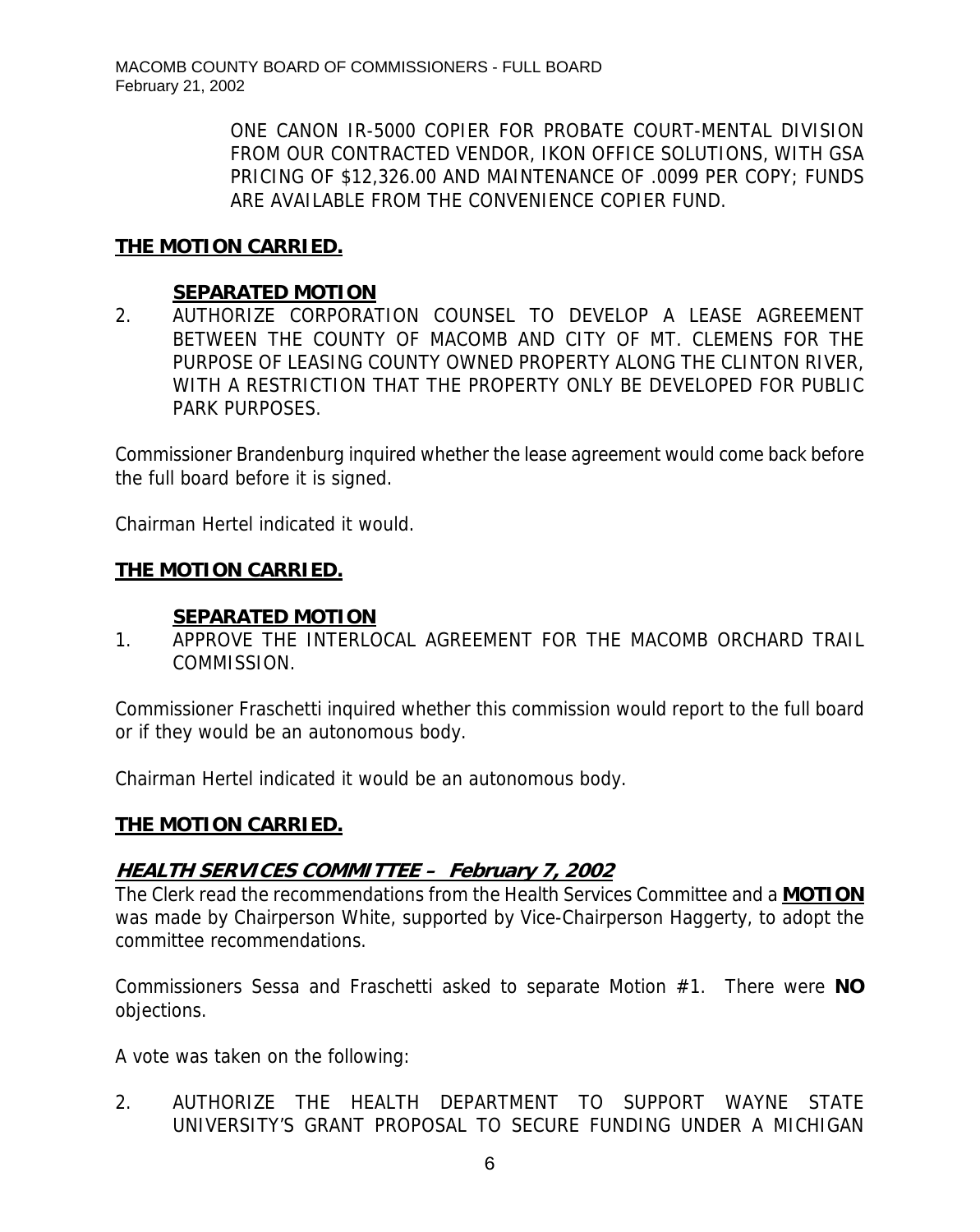ONE CANON IR-5000 COPIER FOR PROBATE COURT-MENTAL DIVISION FROM OUR CONTRACTED VENDOR, IKON OFFICE SOLUTIONS, WITH GSA PRICING OF $12,326.00 AND MAINTENANCE OF .0099 PER COPY; FUNDS ARE AVAILABLE FROM THE CONVENIENCE COPIER FUND.

**THE MOTION CARRIED.**

**SEPARATED MOTION**

2. AUTHORIZE CORPORATION COUNSEL TO DEVELOP A LEASE AGREEMENT BETWEEN THE COUNTY OF MACOMB AND CITY OF MT. CLEMENS FOR THE PURPOSE OF LEASING COUNTY OWNED PROPERTY ALONG THE CLINTON RIVER, WITH A RESTRICTION THAT THE PROPERTY ONLY BE DEVELOPED FOR PUBLIC PARK PURPOSES.

Commissioner Brandenburg inquired whether the lease agreement would come back before the full board before it is signed.

Chairman Hertel indicated it would.

**THE MOTION CARRIED.**

**SEPARATED MOTION**

1. APPROVE THE INTERLOCAL AGREEMENT FOR THE MACOMB ORCHARD TRAIL COMMISSION.

Commissioner Fraschetti inquired whether this commission would report to the full board or if they would be an autonomous body.

Chairman Hertel indicated it would be an autonomous body.

**THE MOTION CARRIED.**

## *HEALTH SERVICES COMMITTEE – February 7, 2002*

The Clerk read the recommendations from the Health Services Committee and a **MOTION** was made by Chairperson White, supported by Vice-Chairperson Haggerty, to adopt the committee recommendations.

Commissioners Sessa and Fraschetti asked to separate Motion #1. There were **NO** objections.

A vote was taken on the following:

2. AUTHORIZE THE HEALTH DEPARTMENT TO SUPPORT WAYNE STATE UNIVERSITY'S GRANT PROPOSAL TO SECURE FUNDING UNDER A MICHIGAN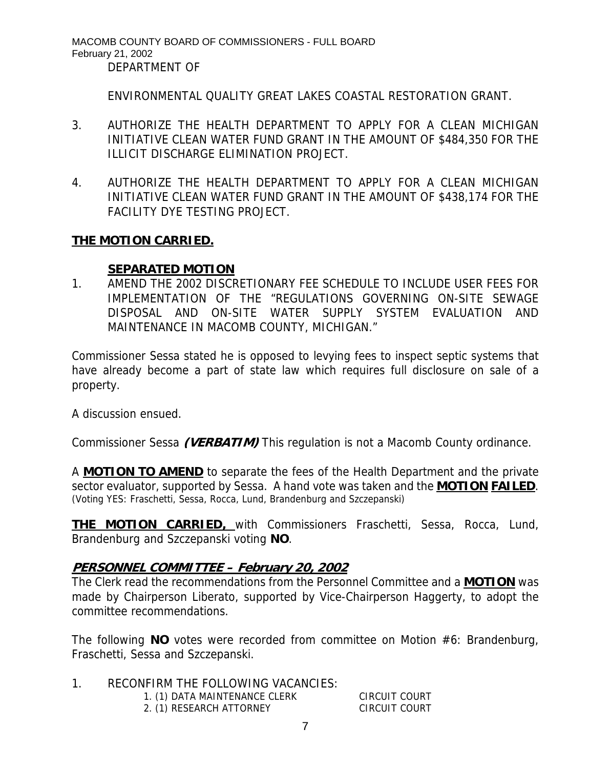DEPARTMENT OF

ENVIRONMENTAL QUALITY GREAT LAKES COASTAL RESTORATION GRANT.

3. AUTHORIZE THE HEALTH DEPARTMENT TO APPLY FOR A CLEAN MICHIGAN INITIATIVE CLEAN WATER FUND GRANT IN THE AMOUNT OF $484,350 FOR THE ILLICIT DISCHARGE ELIMINATION PROJECT.

4. AUTHORIZE THE HEALTH DEPARTMENT TO APPLY FOR A CLEAN MICHIGAN INITIATIVE CLEAN WATER FUND GRANT IN THE AMOUNT OF $438,174 FOR THE FACILITY DYE TESTING PROJECT.

**THE MOTION CARRIED.**

**SEPARATED MOTION**

1. AMEND THE 2002 DISCRETIONARY FEE SCHEDULE TO INCLUDE USER FEES FOR IMPLEMENTATION OF THE "REGULATIONS GOVERNING ON-SITE SEWAGE DISPOSAL AND ON-SITE WATER SUPPLY SYSTEM EVALUATION AND MAINTENANCE IN MACOMB COUNTY, MICHIGAN."

Commissioner Sessa stated he is opposed to levying fees to inspect septic systems that have already become a part of state law which requires full disclosure on sale of a property.

A discussion ensued.

Commissioner Sessa ***(VERBATIM)*** This regulation is not a Macomb County ordinance.

A **MOTION TO AMEND** to separate the fees of the Health Department and the private sector evaluator, supported by Sessa. A hand vote was taken and the **MOTION FAILED**. (Voting YES: Fraschetti, Sessa, Rocca, Lund, Brandenburg and Szczepanski)

**THE MOTION CARRIED,** with Commissioners Fraschetti, Sessa, Rocca, Lund, Brandenburg and Szczepanski voting **NO**.

## ***PERSONNEL COMMITTEE – February 20, 2002***

The Clerk read the recommendations from the Personnel Committee and a **MOTION** was made by Chairperson Liberato, supported by Vice-Chairperson Haggerty, to adopt the committee recommendations.

The following **NO** votes were recorded from committee on Motion #6: Brandenburg, Fraschetti, Sessa and Szczepanski.

1. RECONFIRM THE FOLLOWING VACANCIES:

| | |
|---|---|
| 1. (1) DATA MAINTENANCE CLERK | CIRCUIT COURT |
| 2. (1) RESEARCH ATTORNEY | CIRCUIT COURT |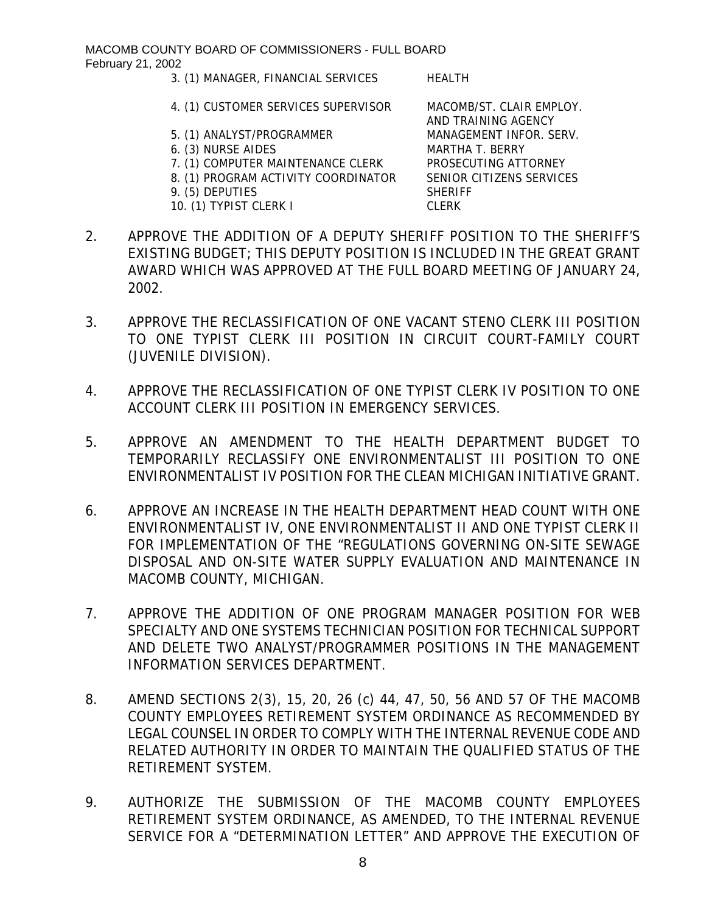| | |
|---|---|
| 3. (1) MANAGER, FINANCIAL SERVICES | HEALTH |
| 4. (1) CUSTOMER SERVICES SUPERVISOR | MACOMB/ST. CLAIR EMPLOY. AND TRAINING AGENCY |
| 5. (1) ANALYST/PROGRAMMER | MANAGEMENT INFOR. SERV. |
| 6. (3) NURSE AIDES | MARTHA T. BERRY |
| 7. (1) COMPUTER MAINTENANCE CLERK | PROSECUTING ATTORNEY |
| 8. (1) PROGRAM ACTIVITY COORDINATOR | SENIOR CITIZENS SERVICES |
| 9. (5) DEPUTIES | SHERIFF |
| 10. (1) TYPIST CLERK I | CLERK |

2. APPROVE THE ADDITION OF A DEPUTY SHERIFF POSITION TO THE SHERIFF'S EXISTING BUDGET; THIS DEPUTY POSITION IS INCLUDED IN THE GREAT GRANT AWARD WHICH WAS APPROVED AT THE FULL BOARD MEETING OF JANUARY 24, 2002.

3. APPROVE THE RECLASSIFICATION OF ONE VACANT STENO CLERK III POSITION TO ONE TYPIST CLERK III POSITION IN CIRCUIT COURT-FAMILY COURT (JUVENILE DIVISION).

4. APPROVE THE RECLASSIFICATION OF ONE TYPIST CLERK IV POSITION TO ONE ACCOUNT CLERK III POSITION IN EMERGENCY SERVICES.

5. APPROVE AN AMENDMENT TO THE HEALTH DEPARTMENT BUDGET TO TEMPORARILY RECLASSIFY ONE ENVIRONMENTALIST III POSITION TO ONE ENVIRONMENTALIST IV POSITION FOR THE CLEAN MICHIGAN INITIATIVE GRANT.

6. APPROVE AN INCREASE IN THE HEALTH DEPARTMENT HEAD COUNT WITH ONE ENVIRONMENTALIST IV, ONE ENVIRONMENTALIST II AND ONE TYPIST CLERK II FOR IMPLEMENTATION OF THE "REGULATIONS GOVERNING ON-SITE SEWAGE DISPOSAL AND ON-SITE WATER SUPPLY EVALUATION AND MAINTENANCE IN MACOMB COUNTY, MICHIGAN.

7. APPROVE THE ADDITION OF ONE PROGRAM MANAGER POSITION FOR WEB SPECIALTY AND ONE SYSTEMS TECHNICIAN POSITION FOR TECHNICAL SUPPORT AND DELETE TWO ANALYST/PROGRAMMER POSITIONS IN THE MANAGEMENT INFORMATION SERVICES DEPARTMENT.

8. AMEND SECTIONS 2(3), 15, 20, 26 (c) 44, 47, 50, 56 AND 57 OF THE MACOMB COUNTY EMPLOYEES RETIREMENT SYSTEM ORDINANCE AS RECOMMENDED BY LEGAL COUNSEL IN ORDER TO COMPLY WITH THE INTERNAL REVENUE CODE AND RELATED AUTHORITY IN ORDER TO MAINTAIN THE QUALIFIED STATUS OF THE RETIREMENT SYSTEM.

9. AUTHORIZE THE SUBMISSION OF THE MACOMB COUNTY EMPLOYEES RETIREMENT SYSTEM ORDINANCE, AS AMENDED, TO THE INTERNAL REVENUE SERVICE FOR A "DETERMINATION LETTER" AND APPROVE THE EXECUTION OF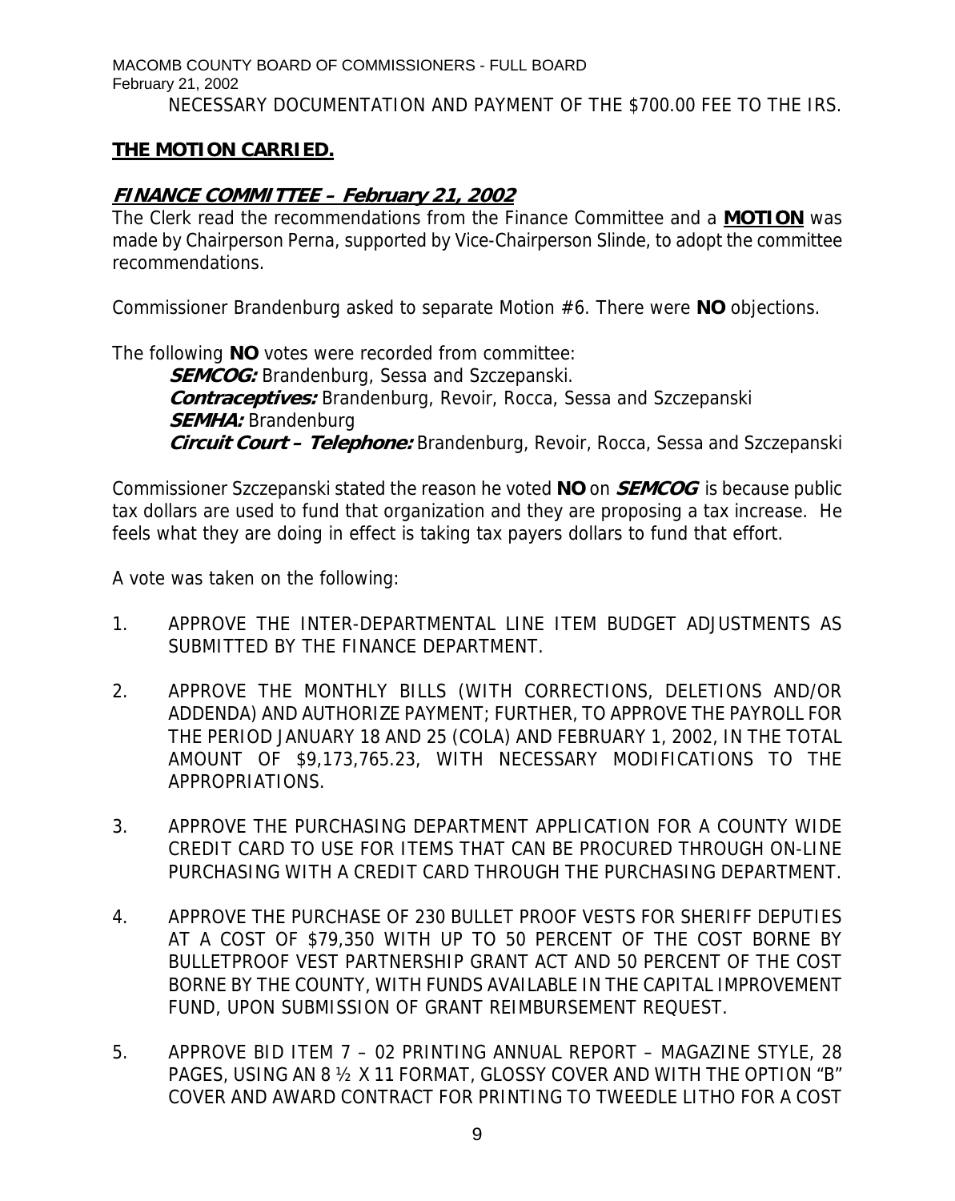NECESSARY DOCUMENTATION AND PAYMENT OF THE $700.00 FEE TO THE IRS.

**THE MOTION CARRIED.**

## ***FINANCE COMMITTEE – February 21, 2002***

The Clerk read the recommendations from the Finance Committee and a **MOTION** was made by Chairperson Perna, supported by Vice-Chairperson Slinde, to adopt the committee recommendations.

Commissioner Brandenburg asked to separate Motion #6. There were **NO** objections.

The following **NO** votes were recorded from committee:

***SEMCOG:*** Brandenburg, Sessa and Szczepanski.
***Contraceptives:*** Brandenburg, Revoir, Rocca, Sessa and Szczepanski
***SEMHA:*** Brandenburg
***Circuit Court – Telephone:*** Brandenburg, Revoir, Rocca, Sessa and Szczepanski

Commissioner Szczepanski stated the reason he voted **NO** on ***SEMCOG*** is because public tax dollars are used to fund that organization and they are proposing a tax increase. He feels what they are doing in effect is taking tax payers dollars to fund that effort.

A vote was taken on the following:

1. APPROVE THE INTER-DEPARTMENTAL LINE ITEM BUDGET ADJUSTMENTS AS SUBMITTED BY THE FINANCE DEPARTMENT.

2. APPROVE THE MONTHLY BILLS (WITH CORRECTIONS, DELETIONS AND/OR ADDENDA) AND AUTHORIZE PAYMENT; FURTHER, TO APPROVE THE PAYROLL FOR THE PERIOD JANUARY 18 AND 25 (COLA) AND FEBRUARY 1, 2002, IN THE TOTAL AMOUNT OF $9,173,765.23, WITH NECESSARY MODIFICATIONS TO THE APPROPRIATIONS.

3. APPROVE THE PURCHASING DEPARTMENT APPLICATION FOR A COUNTY WIDE CREDIT CARD TO USE FOR ITEMS THAT CAN BE PROCURED THROUGH ON-LINE PURCHASING WITH A CREDIT CARD THROUGH THE PURCHASING DEPARTMENT.

4. APPROVE THE PURCHASE OF 230 BULLET PROOF VESTS FOR SHERIFF DEPUTIES AT A COST OF $79,350 WITH UP TO 50 PERCENT OF THE COST BORNE BY BULLETPROOF VEST PARTNERSHIP GRANT ACT AND 50 PERCENT OF THE COST BORNE BY THE COUNTY, WITH FUNDS AVAILABLE IN THE CAPITAL IMPROVEMENT FUND, UPON SUBMISSION OF GRANT REIMBURSEMENT REQUEST.

5. APPROVE BID ITEM 7 – 02 PRINTING ANNUAL REPORT – MAGAZINE STYLE, 28 PAGES, USING AN 8 ½ X 11 FORMAT, GLOSSY COVER AND WITH THE OPTION "B" COVER AND AWARD CONTRACT FOR PRINTING TO TWEEDLE LITHO FOR A COST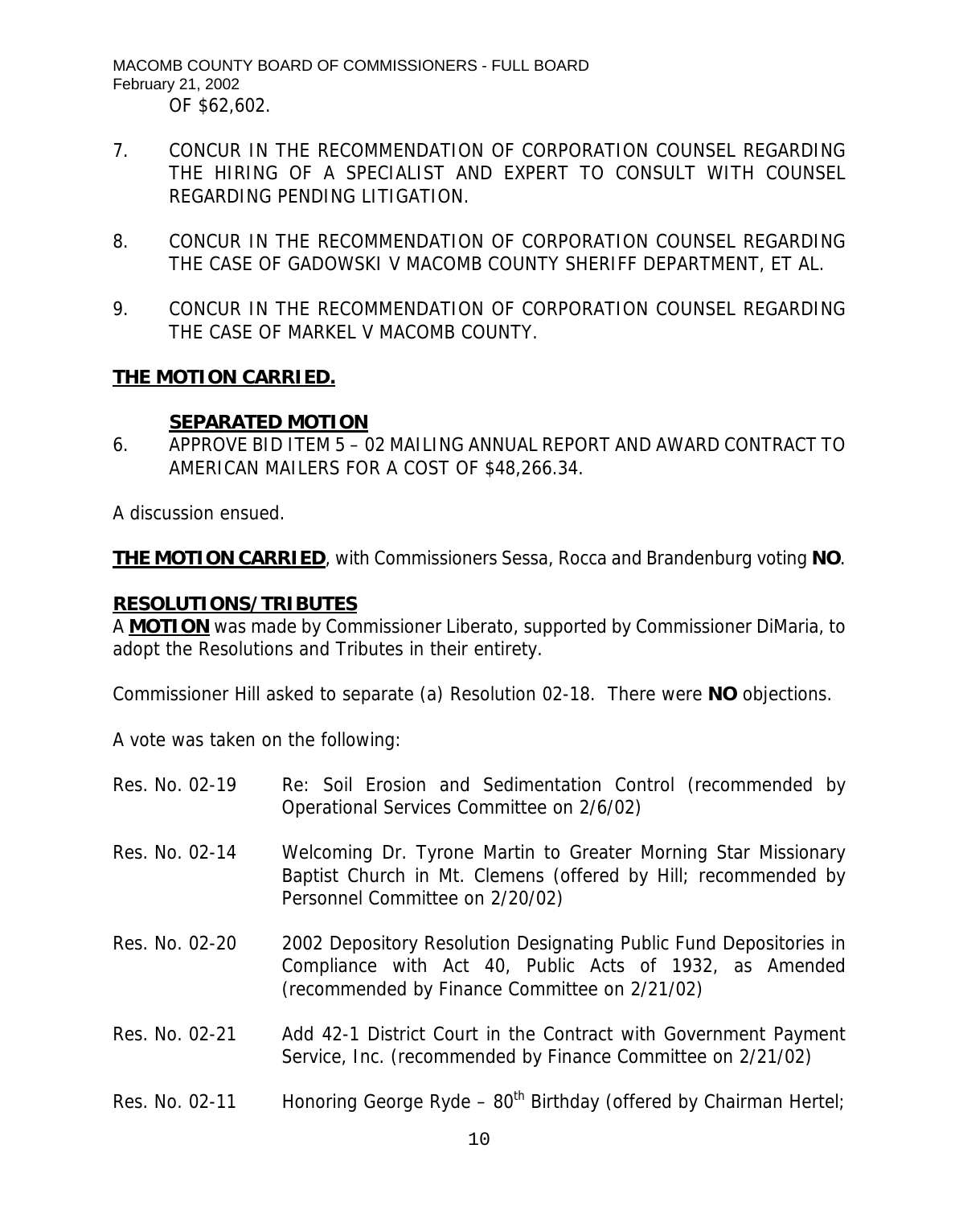OF $62,602.

7. CONCUR IN THE RECOMMENDATION OF CORPORATION COUNSEL REGARDING THE HIRING OF A SPECIALIST AND EXPERT TO CONSULT WITH COUNSEL REGARDING PENDING LITIGATION.

8. CONCUR IN THE RECOMMENDATION OF CORPORATION COUNSEL REGARDING THE CASE OF GADOWSKI V MACOMB COUNTY SHERIFF DEPARTMENT, ET AL.

9. CONCUR IN THE RECOMMENDATION OF CORPORATION COUNSEL REGARDING THE CASE OF MARKEL V MACOMB COUNTY.

**THE MOTION CARRIED.**

**SEPARATED MOTION**

6. APPROVE BID ITEM 5 – 02 MAILING ANNUAL REPORT AND AWARD CONTRACT TO AMERICAN MAILERS FOR A COST OF $48,266.34.

A discussion ensued.

**THE MOTION CARRIED**, with Commissioners Sessa, Rocca and Brandenburg voting **NO**.

**RESOLUTIONS/TRIBUTES**

A **MOTION** was made by Commissioner Liberato, supported by Commissioner DiMaria, to adopt the Resolutions and Tributes in their entirety.

Commissioner Hill asked to separate (a) Resolution 02-18. There were **NO** objections.

A vote was taken on the following:

Res. No. 02-19 Re: Soil Erosion and Sedimentation Control (recommended by Operational Services Committee on 2/6/02)

Res. No. 02-14 Welcoming Dr. Tyrone Martin to Greater Morning Star Missionary Baptist Church in Mt. Clemens (offered by Hill; recommended by Personnel Committee on 2/20/02)

Res. No. 02-20 2002 Depository Resolution Designating Public Fund Depositories in Compliance with Act 40, Public Acts of 1932, as Amended (recommended by Finance Committee on 2/21/02)

Res. No. 02-21 Add 42-1 District Court in the Contract with Government Payment Service, Inc. (recommended by Finance Committee on 2/21/02)

Res. No. 02-11 Honoring George Ryde – 80th Birthday (offered by Chairman Hertel;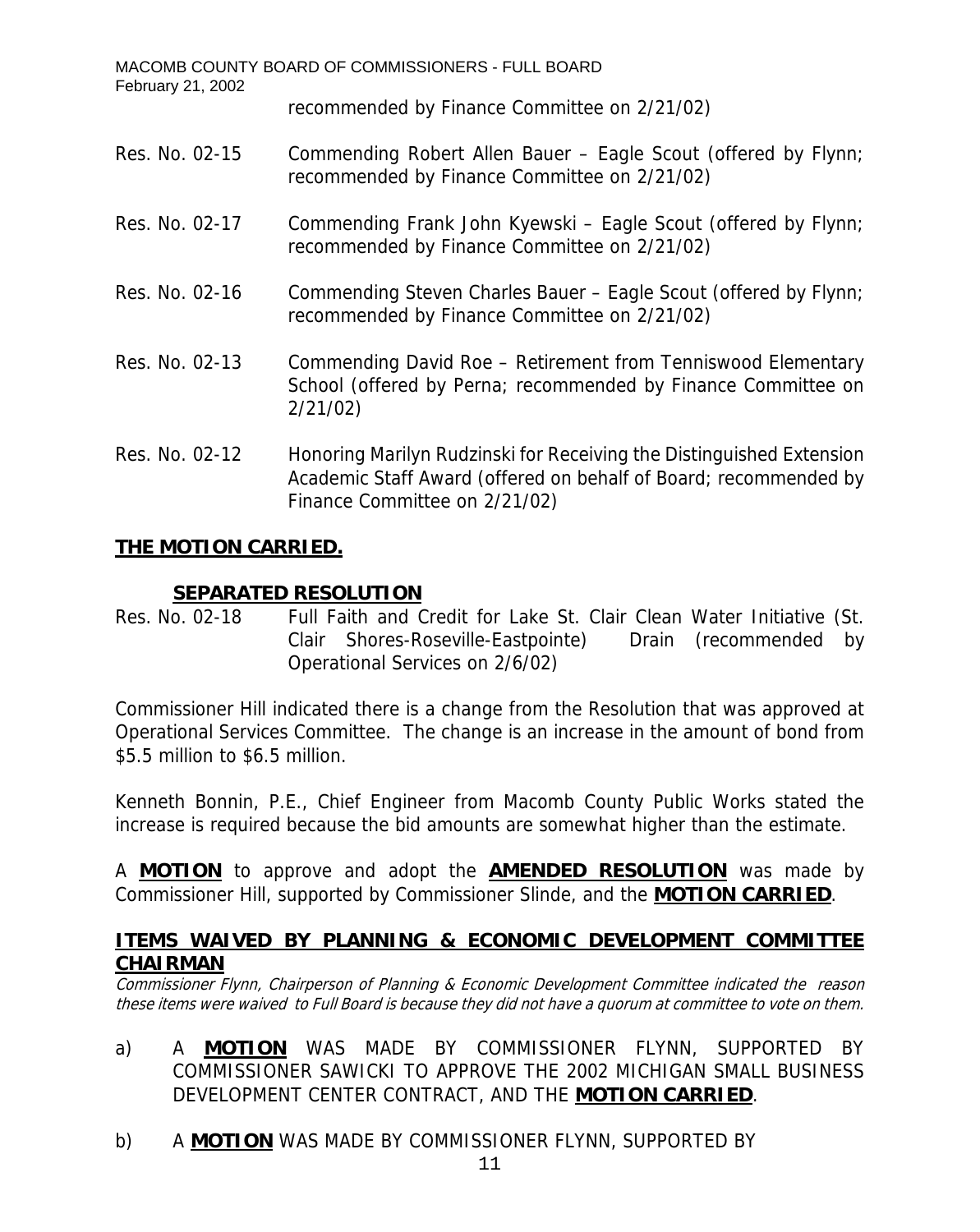recommended by Finance Committee on 2/21/02)

Res. No. 02-15 Commending Robert Allen Bauer – Eagle Scout (offered by Flynn; recommended by Finance Committee on 2/21/02)

Res. No. 02-17 Commending Frank John Kyewski – Eagle Scout (offered by Flynn; recommended by Finance Committee on 2/21/02)

Res. No. 02-16 Commending Steven Charles Bauer – Eagle Scout (offered by Flynn; recommended by Finance Committee on 2/21/02)

Res. No. 02-13 Commending David Roe – Retirement from Tenniswood Elementary School (offered by Perna; recommended by Finance Committee on 2/21/02)

Res. No. 02-12 Honoring Marilyn Rudzinski for Receiving the Distinguished Extension Academic Staff Award (offered on behalf of Board; recommended by Finance Committee on 2/21/02)

**THE MOTION CARRIED.**

**SEPARATED RESOLUTION**

Res. No. 02-18 Full Faith and Credit for Lake St. Clair Clean Water Initiative (St. Clair Shores-Roseville-Eastpointe) Drain (recommended by Operational Services on 2/6/02)

Commissioner Hill indicated there is a change from the Resolution that was approved at Operational Services Committee. The change is an increase in the amount of bond from $5.5 million to $6.5 million.

Kenneth Bonnin, P.E., Chief Engineer from Macomb County Public Works stated the increase is required because the bid amounts are somewhat higher than the estimate.

A **MOTION** to approve and adopt the **AMENDED RESOLUTION** was made by Commissioner Hill, supported by Commissioner Slinde, and the **MOTION CARRIED**.

## ITEMS WAIVED BY PLANNING & ECONOMIC DEVELOPMENT COMMITTEE CHAIRMAN

*Commissioner Flynn, Chairperson of Planning & Economic Development Committee indicated the reason these items were waived to Full Board is because they did not have a quorum at committee to vote on them.*

a) A **MOTION** WAS MADE BY COMMISSIONER FLYNN, SUPPORTED BY COMMISSIONER SAWICKI TO APPROVE THE 2002 MICHIGAN SMALL BUSINESS DEVELOPMENT CENTER CONTRACT, AND THE **MOTION CARRIED**.

b) A **MOTION** WAS MADE BY COMMISSIONER FLYNN, SUPPORTED BY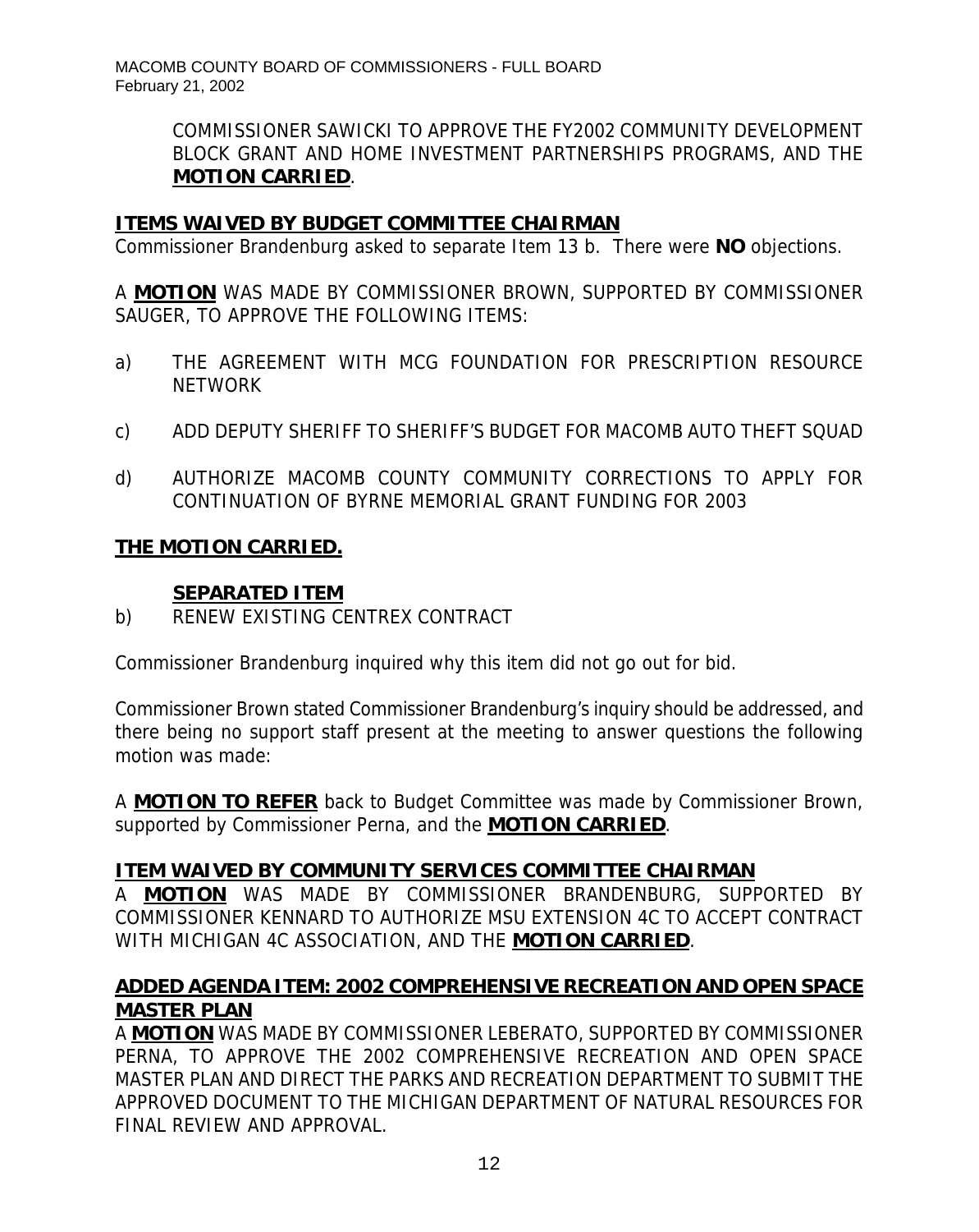COMMISSIONER SAWICKI TO APPROVE THE FY2002 COMMUNITY DEVELOPMENT BLOCK GRANT AND HOME INVESTMENT PARTNERSHIPS PROGRAMS, AND THE **MOTION CARRIED**.

## ITEMS WAIVED BY BUDGET COMMITTEE CHAIRMAN

Commissioner Brandenburg asked to separate Item 13 b. There were **NO** objections.

A **MOTION** WAS MADE BY COMMISSIONER BROWN, SUPPORTED BY COMMISSIONER SAUGER, TO APPROVE THE FOLLOWING ITEMS:

a) THE AGREEMENT WITH MCG FOUNDATION FOR PRESCRIPTION RESOURCE NETWORK

c) ADD DEPUTY SHERIFF TO SHERIFF'S BUDGET FOR MACOMB AUTO THEFT SQUAD

d) AUTHORIZE MACOMB COUNTY COMMUNITY CORRECTIONS TO APPLY FOR CONTINUATION OF BYRNE MEMORIAL GRANT FUNDING FOR 2003

**THE MOTION CARRIED.**

### SEPARATED ITEM

b) RENEW EXISTING CENTREX CONTRACT

Commissioner Brandenburg inquired why this item did not go out for bid.

Commissioner Brown stated Commissioner Brandenburg's inquiry should be addressed, and there being no support staff present at the meeting to answer questions the following motion was made:

A **MOTION TO REFER** back to Budget Committee was made by Commissioner Brown, supported by Commissioner Perna, and the **MOTION CARRIED**.

## ITEM WAIVED BY COMMUNITY SERVICES COMMITTEE CHAIRMAN

A **MOTION** WAS MADE BY COMMISSIONER BRANDENBURG, SUPPORTED BY COMMISSIONER KENNARD TO AUTHORIZE MSU EXTENSION 4C TO ACCEPT CONTRACT WITH MICHIGAN 4C ASSOCIATION, AND THE **MOTION CARRIED**.

## ADDED AGENDA ITEM: 2002 COMPREHENSIVE RECREATION AND OPEN SPACE MASTER PLAN

A **MOTION** WAS MADE BY COMMISSIONER LEBERATO, SUPPORTED BY COMMISSIONER PERNA, TO APPROVE THE 2002 COMPREHENSIVE RECREATION AND OPEN SPACE MASTER PLAN AND DIRECT THE PARKS AND RECREATION DEPARTMENT TO SUBMIT THE APPROVED DOCUMENT TO THE MICHIGAN DEPARTMENT OF NATURAL RESOURCES FOR FINAL REVIEW AND APPROVAL.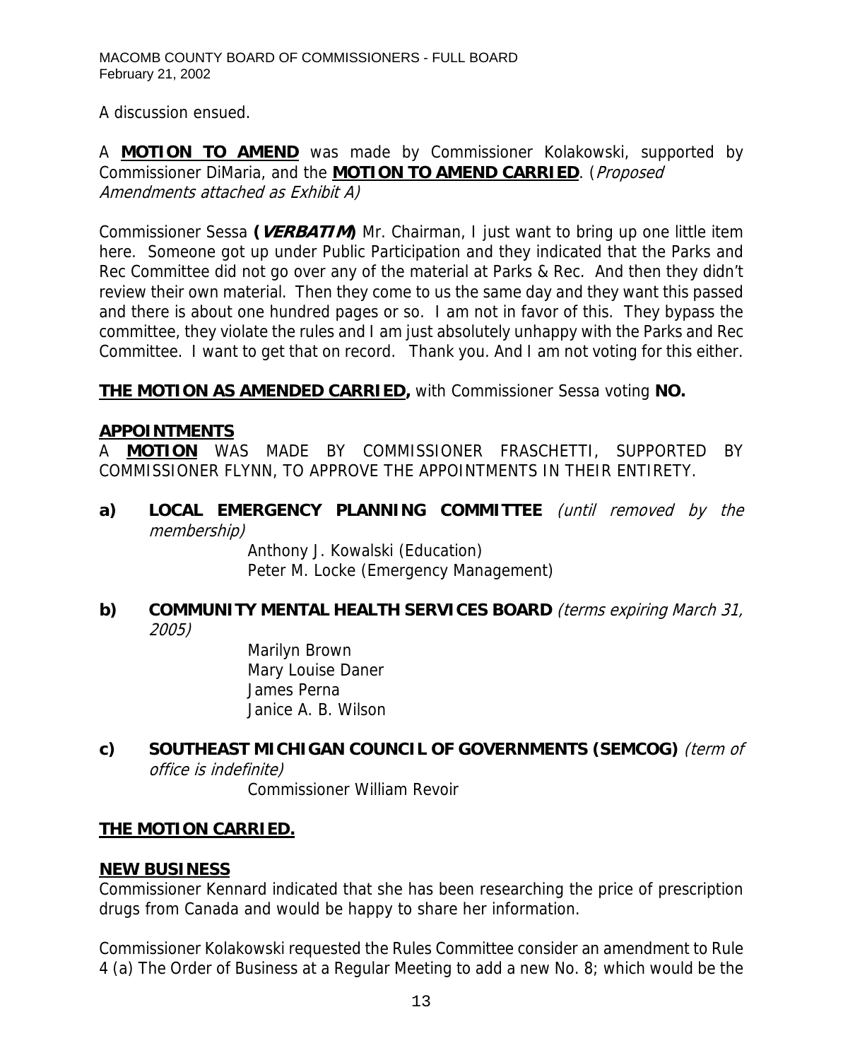A discussion ensued.

A **MOTION TO AMEND** was made by Commissioner Kolakowski, supported by Commissioner DiMaria, and the **MOTION TO AMEND CARRIED**. (*Proposed Amendments attached as Exhibit A)*

Commissioner Sessa **(*VERBATIM*)** Mr. Chairman, I just want to bring up one little item here. Someone got up under Public Participation and they indicated that the Parks and Rec Committee did not go over any of the material at Parks & Rec. And then they didn't review their own material. Then they come to us the same day and they want this passed and there is about one hundred pages or so. I am not in favor of this. They bypass the committee, they violate the rules and I am just absolutely unhappy with the Parks and Rec Committee. I want to get that on record. Thank you. And I am not voting for this either.

**THE MOTION AS AMENDED CARRIED,** with Commissioner Sessa voting **NO.**

## APPOINTMENTS

A **MOTION** WAS MADE BY COMMISSIONER FRASCHETTI, SUPPORTED BY COMMISSIONER FLYNN, TO APPROVE THE APPOINTMENTS IN THEIR ENTIRETY.

**a) LOCAL EMERGENCY PLANNING COMMITTEE** *(until removed by the membership)*

Anthony J. Kowalski (Education)
Peter M. Locke (Emergency Management)

**b) COMMUNITY MENTAL HEALTH SERVICES BOARD** *(terms expiring March 31, 2005)*

Marilyn Brown
Mary Louise Daner
James Perna
Janice A. B. Wilson

**c) SOUTHEAST MICHIGAN COUNCIL OF GOVERNMENTS (SEMCOG)** *(term of office is indefinite)*

Commissioner William Revoir

**THE MOTION CARRIED.**

## NEW BUSINESS

Commissioner Kennard indicated that she has been researching the price of prescription drugs from Canada and would be happy to share her information.

Commissioner Kolakowski requested the Rules Committee consider an amendment to Rule 4 (a) The Order of Business at a Regular Meeting to add a new No. 8; which would be the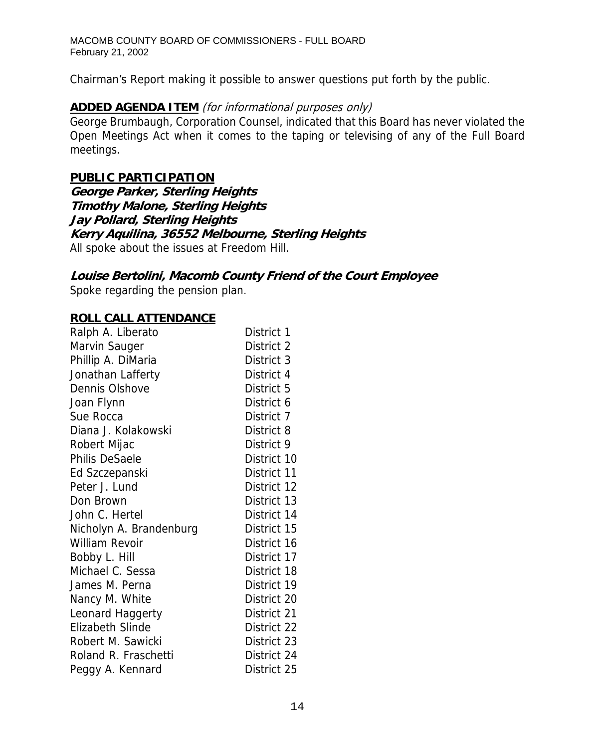Chairman's Report making it possible to answer questions put forth by the public.

**ADDED AGENDA ITEM** *(for informational purposes only)*
George Brumbaugh, Corporation Counsel, indicated that this Board has never violated the Open Meetings Act when it comes to the taping or televising of any of the Full Board meetings.

**PUBLIC PARTICIPATION**
***George Parker, Sterling Heights***
***Timothy Malone, Sterling Heights***
***Jay Pollard, Sterling Heights***
***Kerry Aquilina, 36552 Melbourne, Sterling Heights***
All spoke about the issues at Freedom Hill.

***Louise Bertolini, Macomb County Friend of the Court Employee***
Spoke regarding the pension plan.

**ROLL CALL ATTENDANCE**

| | |
|---|---|
| Ralph A. Liberato | District 1 |
| Marvin Sauger | District 2 |
| Phillip A. DiMaria | District 3 |
| Jonathan Lafferty | District 4 |
| Dennis Olshove | District 5 |
| Joan Flynn | District 6 |
| Sue Rocca | District 7 |
| Diana J. Kolakowski | District 8 |
| Robert Mijac | District 9 |
| Philis DeSaele | District 10 |
| Ed Szczepanski | District 11 |
| Peter J. Lund | District 12 |
| Don Brown | District 13 |
| John C. Hertel | District 14 |
| Nicholyn A. Brandenburg | District 15 |
| William Revoir | District 16 |
| Bobby L. Hill | District 17 |
| Michael C. Sessa | District 18 |
| James M. Perna | District 19 |
| Nancy M. White | District 20 |
| Leonard Haggerty | District 21 |
| Elizabeth Slinde | District 22 |
| Robert M. Sawicki | District 23 |
| Roland R. Fraschetti | District 24 |
| Peggy A. Kennard | District 25 |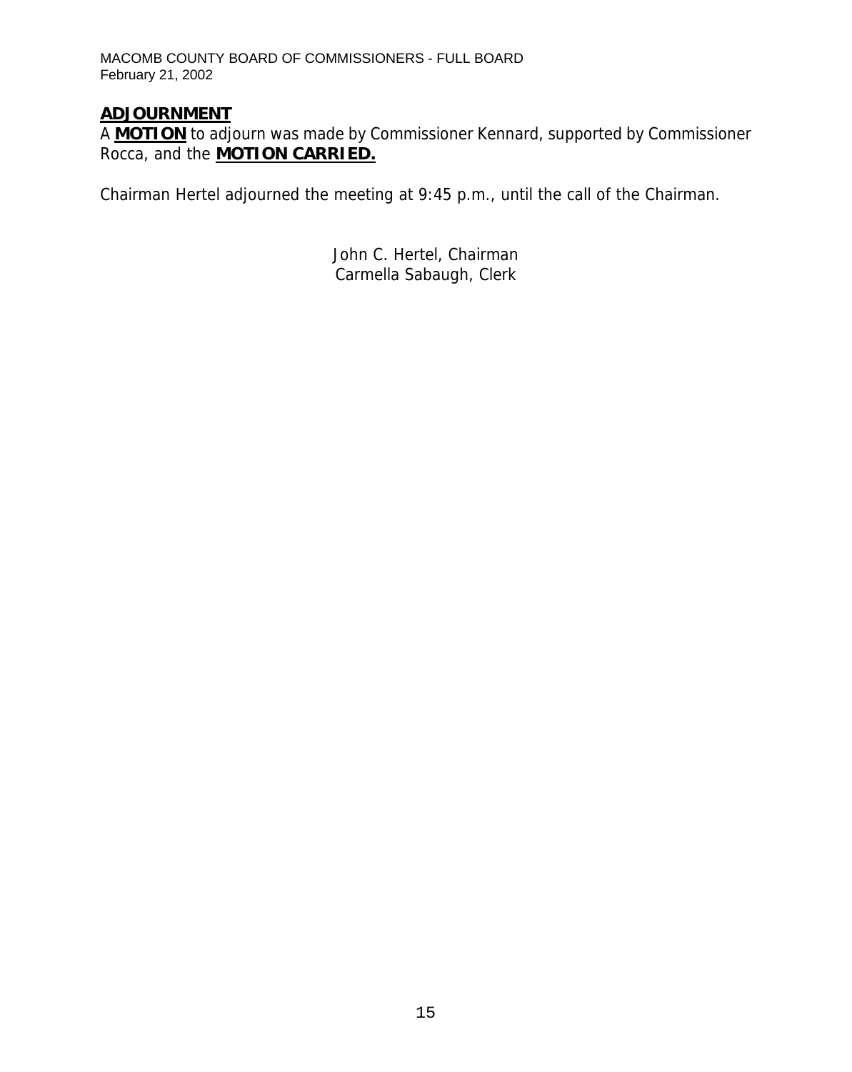**ADJOURNMENT**

A **MOTION** to adjourn was made by Commissioner Kennard, supported by Commissioner Rocca, and the **MOTION CARRIED.**

Chairman Hertel adjourned the meeting at 9:45 p.m., until the call of the Chairman.

John C. Hertel, Chairman
Carmella Sabaugh, Clerk